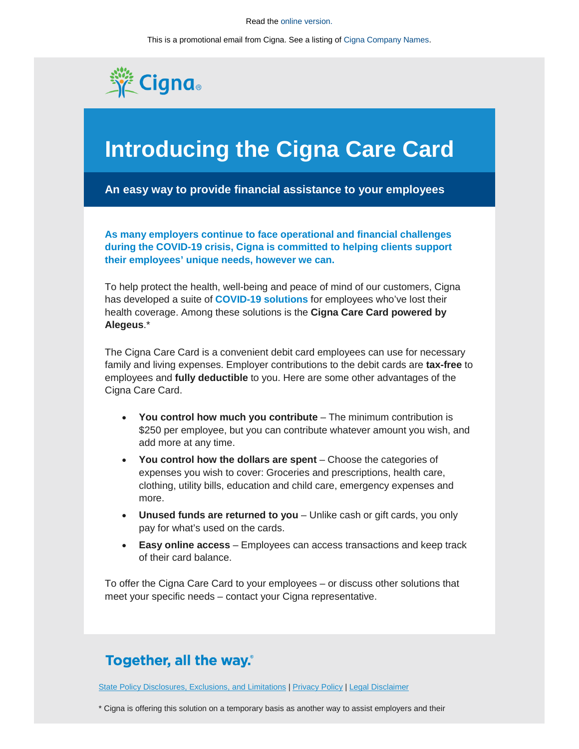Read the online version.

This is a promotional email from Cigna. See a listing of Cigna Company Names.

Cigna®

# Introducing the Cigna Care Card

## An easy way to provide financial assistance to your employees

**As many employers continue to face operational and financial challenges during the COVID-19 crisis, Cigna is committed to helping clients support their employees' unique needs, however we can.**

To help protect the health, well-being and peace of mind of our customers, Cigna has developed a suite of **COVID-19 solutions** for employees who've lost their health coverage. Among these solutions is the **Cigna Care Card powered by Alegeus**.*

The Cigna Care Card is a convenient debit card employees can use for necessary family and living expenses. Employer contributions to the debit cards are **tax-free** to employees and **fully deductible** to you. Here are some other advantages of the Cigna Care Card.

- **You control how much you contribute** – The minimum contribution is $250 per employee, but you can contribute whatever amount you wish, and add more at any time.
- **You control how the dollars are spent** – Choose the categories of expenses you wish to cover: Groceries and prescriptions, health care, clothing, utility bills, education and child care, emergency expenses and more.
- **Unused funds are returned to you** – Unlike cash or gift cards, you only pay for what's used on the cards.
- **Easy online access** – Employees can access transactions and keep track of their card balance.

To offer the Cigna Care Card to your employees – or discuss other solutions that meet your specific needs – contact your Cigna representative.

**Together, all the way.**®

State Policy Disclosures, Exclusions, and Limitations | Privacy Policy | Legal Disclaimer

* Cigna is offering this solution on a temporary basis as another way to assist employers and their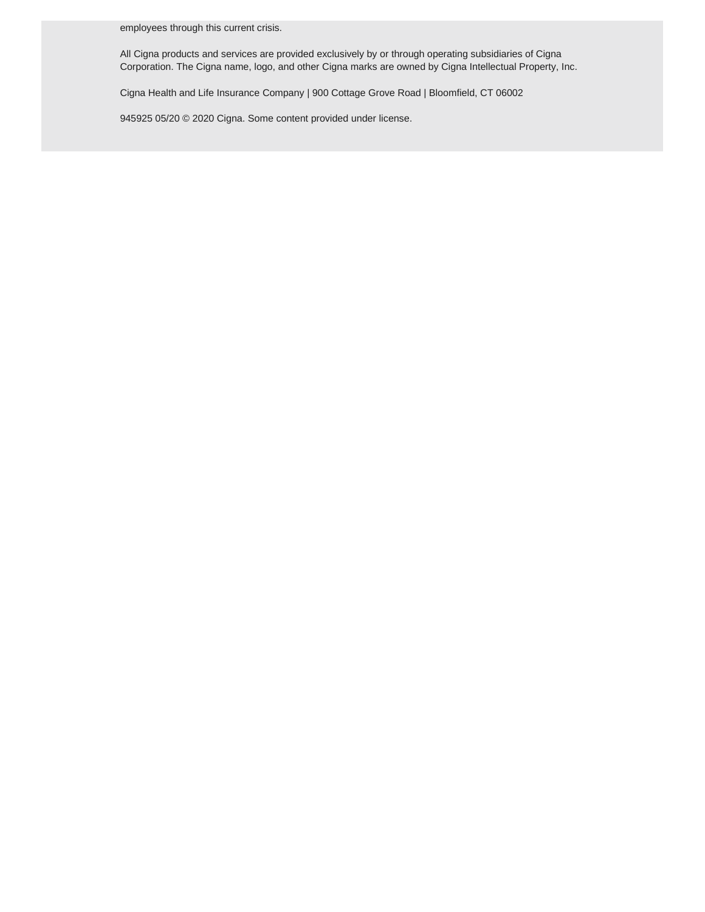employees through this current crisis.

All Cigna products and services are provided exclusively by or through operating subsidiaries of Cigna Corporation. The Cigna name, logo, and other Cigna marks are owned by Cigna Intellectual Property, Inc.

Cigna Health and Life Insurance Company | 900 Cottage Grove Road | Bloomfield, CT 06002

945925 05/20 © 2020 Cigna. Some content provided under license.